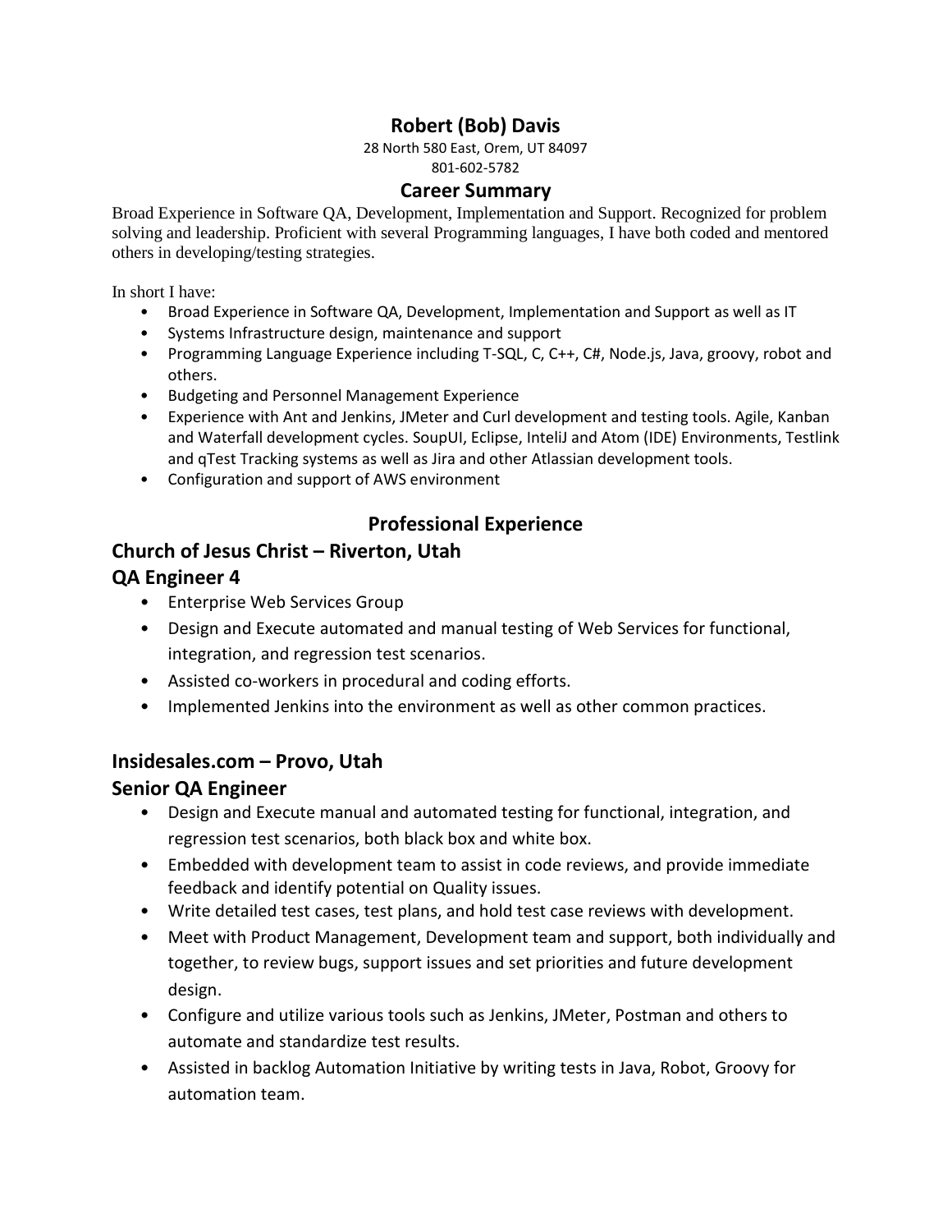# Robert (Bob) Davis

28 North 580 East, Orem, UT 84097
801-602-5782

## Career Summary

Broad Experience in Software QA, Development, Implementation and Support. Recognized for problem solving and leadership. Proficient with several Programming languages, I have both coded and mentored others in developing/testing strategies.

In short I have:

- Broad Experience in Software QA, Development, Implementation and Support as well as IT
- Systems Infrastructure design, maintenance and support
- Programming Language Experience including T-SQL, C, C++, C#, Node.js, Java, groovy, robot and others.
- Budgeting and Personnel Management Experience
- Experience with Ant and Jenkins, JMeter and Curl development and testing tools. Agile, Kanban and Waterfall development cycles. SoupUI, Eclipse, InteliJ and Atom (IDE) Environments, Testlink and qTest Tracking systems as well as Jira and other Atlassian development tools.
- Configuration and support of AWS environment

## Professional Experience

### Church of Jesus Christ – Riverton, Utah
### QA Engineer 4

- Enterprise Web Services Group
- Design and Execute automated and manual testing of Web Services for functional, integration, and regression test scenarios.
- Assisted co-workers in procedural and coding efforts.
- Implemented Jenkins into the environment as well as other common practices.

### Insidesales.com – Provo, Utah
### Senior QA Engineer

- Design and Execute manual and automated testing for functional, integration, and regression test scenarios, both black box and white box.
- Embedded with development team to assist in code reviews, and provide immediate feedback and identify potential on Quality issues.
- Write detailed test cases, test plans, and hold test case reviews with development.
- Meet with Product Management, Development team and support, both individually and together, to review bugs, support issues and set priorities and future development design.
- Configure and utilize various tools such as Jenkins, JMeter, Postman and others to automate and standardize test results.
- Assisted in backlog Automation Initiative by writing tests in Java, Robot, Groovy for automation team.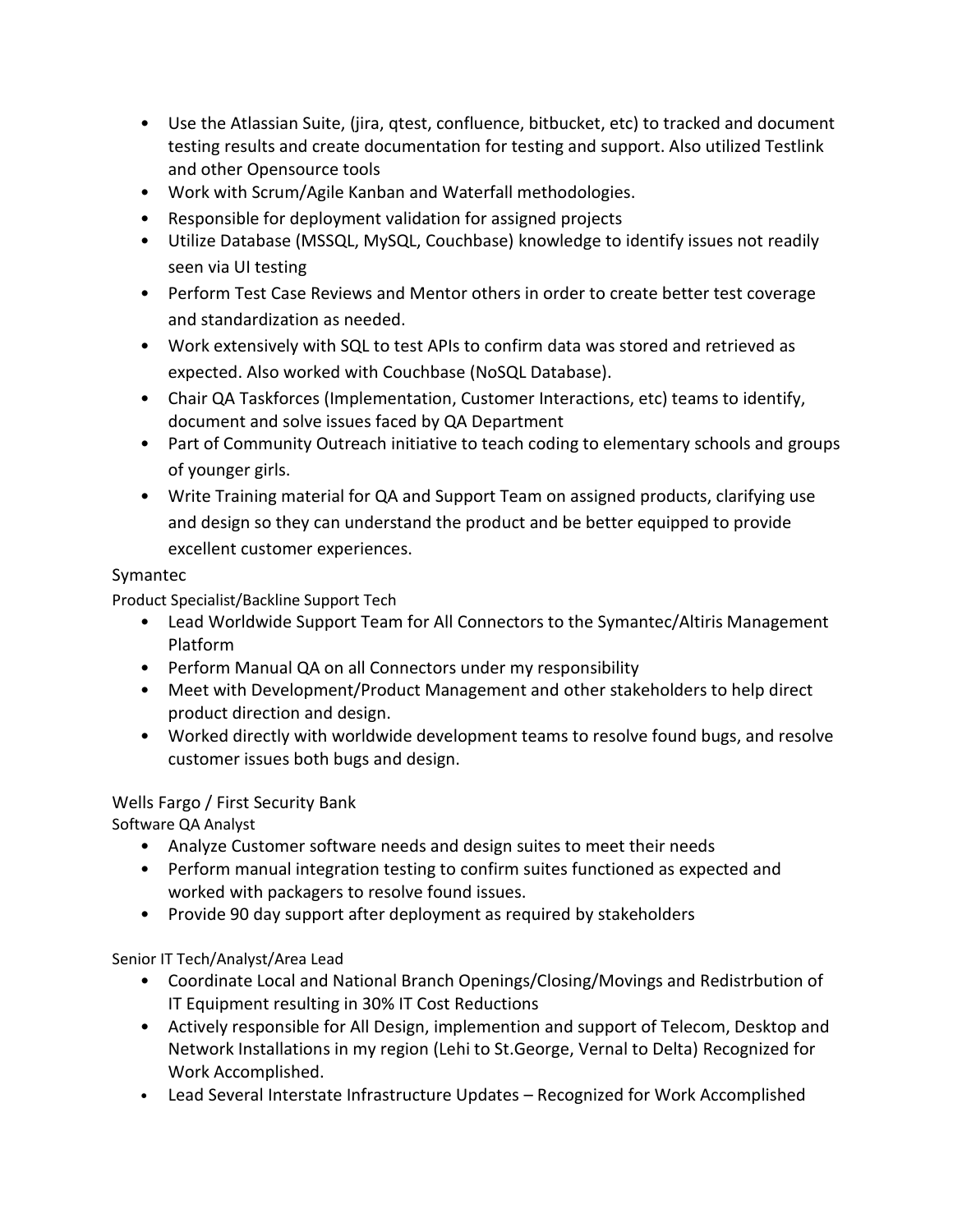- Use the Atlassian Suite, (jira, qtest, confluence, bitbucket, etc) to tracked and document testing results and create documentation for testing and support. Also utilized Testlink and other Opensource tools
- Work with Scrum/Agile Kanban and Waterfall methodologies.
- Responsible for deployment validation for assigned projects
- Utilize Database (MSSQL, MySQL, Couchbase) knowledge to identify issues not readily seen via UI testing
- Perform Test Case Reviews and Mentor others in order to create better test coverage and standardization as needed.
- Work extensively with SQL to test APIs to confirm data was stored and retrieved as expected. Also worked with Couchbase (NoSQL Database).
- Chair QA Taskforces (Implementation, Customer Interactions, etc) teams to identify, document and solve issues faced by QA Department
- Part of Community Outreach initiative to teach coding to elementary schools and groups of younger girls.
- Write Training material for QA and Support Team on assigned products, clarifying use and design so they can understand the product and be better equipped to provide excellent customer experiences.

Symantec

Product Specialist/Backline Support Tech

- Lead Worldwide Support Team for All Connectors to the Symantec/Altiris Management Platform
- Perform Manual QA on all Connectors under my responsibility
- Meet with Development/Product Management and other stakeholders to help direct product direction and design.
- Worked directly with worldwide development teams to resolve found bugs, and resolve customer issues both bugs and design.

Wells Fargo / First Security Bank

Software QA Analyst

- Analyze Customer software needs and design suites to meet their needs
- Perform manual integration testing to confirm suites functioned as expected and worked with packagers to resolve found issues.
- Provide 90 day support after deployment as required by stakeholders

Senior IT Tech/Analyst/Area Lead

- Coordinate Local and National Branch Openings/Closing/Movings and Redistrbution of IT Equipment resulting in 30% IT Cost Reductions
- Actively responsible for All Design, implemention and support of Telecom, Desktop and Network Installations in my region (Lehi to St.George, Vernal to Delta) Recognized for Work Accomplished.
- Lead Several Interstate Infrastructure Updates – Recognized for Work Accomplished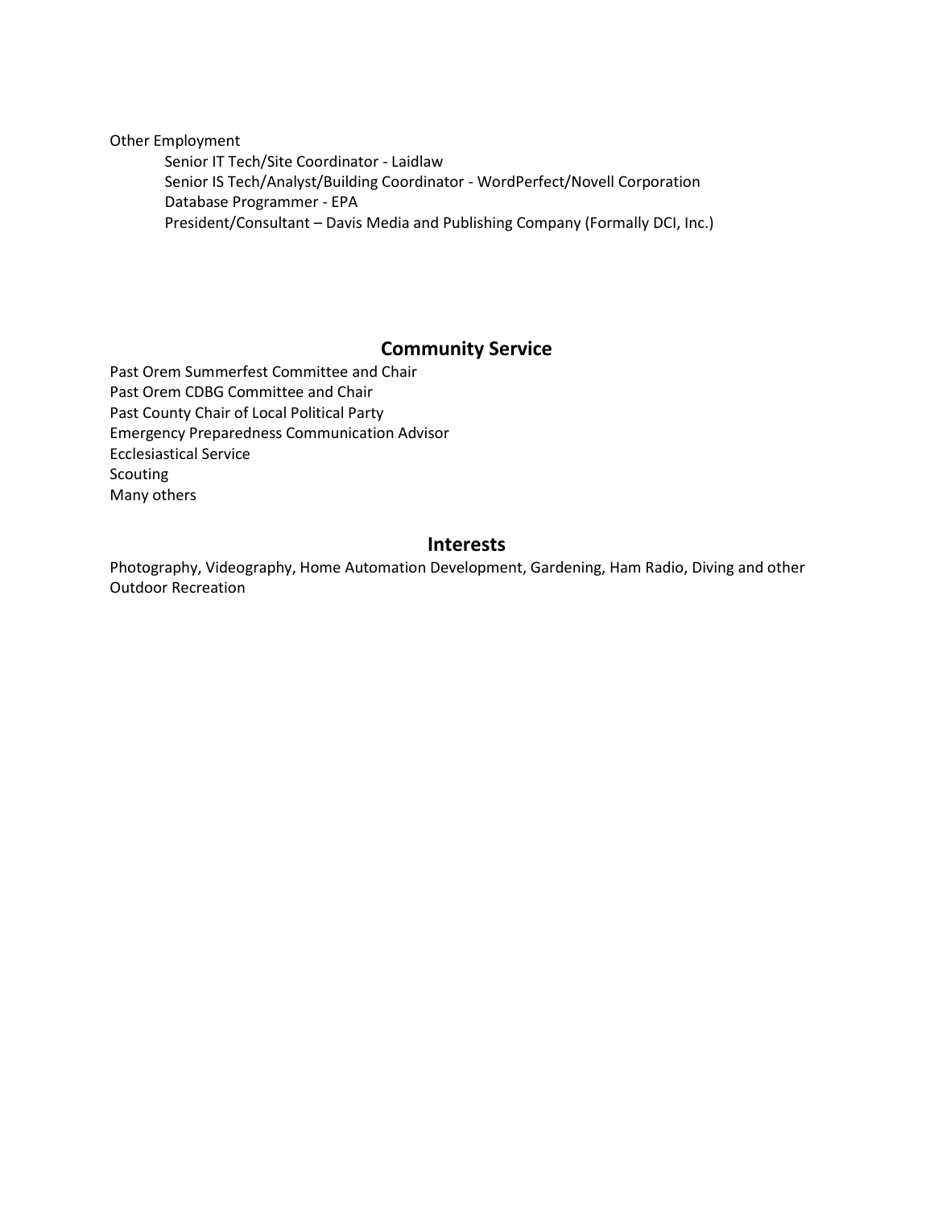Other Employment

- Senior IT Tech/Site Coordinator - Laidlaw
- Senior IS Tech/Analyst/Building Coordinator - WordPerfect/Novell Corporation
- Database Programmer - EPA
- President/Consultant – Davis Media and Publishing Company (Formally DCI, Inc.)

## Community Service

Past Orem Summerfest Committee and Chair
Past Orem CDBG Committee and Chair
Past County Chair of Local Political Party
Emergency Preparedness Communication Advisor
Ecclesiastical Service
Scouting
Many others

## Interests

Photography, Videography, Home Automation Development, Gardening, Ham Radio, Diving and other Outdoor Recreation